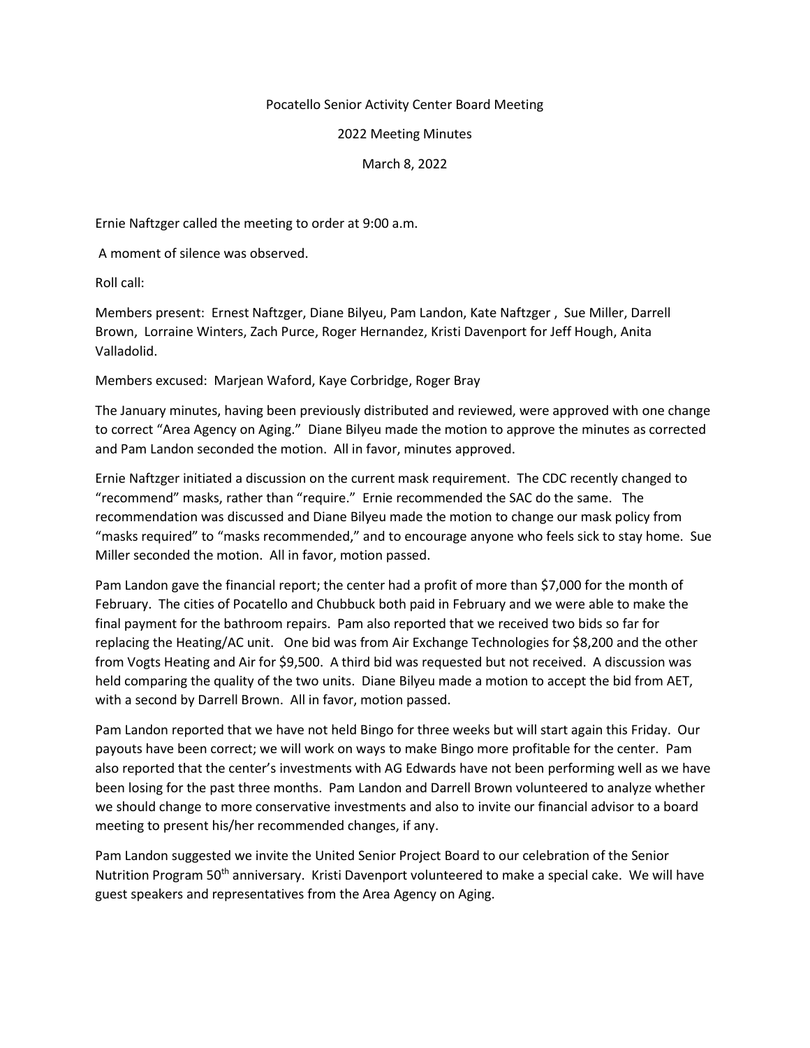Pocatello Senior Activity Center Board Meeting

2022 Meeting Minutes

March 8, 2022

Ernie Naftzger called the meeting to order at 9:00 a.m.

A moment of silence was observed.

Roll call:

Members present: Ernest Naftzger, Diane Bilyeu, Pam Landon, Kate Naftzger , Sue Miller, Darrell Brown, Lorraine Winters, Zach Purce, Roger Hernandez, Kristi Davenport for Jeff Hough, Anita Valladolid.

Members excused: Marjean Waford, Kaye Corbridge, Roger Bray

The January minutes, having been previously distributed and reviewed, were approved with one change to correct "Area Agency on Aging." Diane Bilyeu made the motion to approve the minutes as corrected and Pam Landon seconded the motion. All in favor, minutes approved.

Ernie Naftzger initiated a discussion on the current mask requirement. The CDC recently changed to "recommend" masks, rather than "require." Ernie recommended the SAC do the same. The recommendation was discussed and Diane Bilyeu made the motion to change our mask policy from "masks required" to "masks recommended," and to encourage anyone who feels sick to stay home. Sue Miller seconded the motion. All in favor, motion passed.

Pam Landon gave the financial report; the center had a profit of more than $7,000 for the month of February. The cities of Pocatello and Chubbuck both paid in February and we were able to make the final payment for the bathroom repairs. Pam also reported that we received two bids so far for replacing the Heating/AC unit. One bid was from Air Exchange Technologies for $8,200 and the other from Vogts Heating and Air for $9,500. A third bid was requested but not received. A discussion was held comparing the quality of the two units. Diane Bilyeu made a motion to accept the bid from AET, with a second by Darrell Brown. All in favor, motion passed.

Pam Landon reported that we have not held Bingo for three weeks but will start again this Friday. Our payouts have been correct; we will work on ways to make Bingo more profitable for the center. Pam also reported that the center's investments with AG Edwards have not been performing well as we have been losing for the past three months. Pam Landon and Darrell Brown volunteered to analyze whether we should change to more conservative investments and also to invite our financial advisor to a board meeting to present his/her recommended changes, if any.

Pam Landon suggested we invite the United Senior Project Board to our celebration of the Senior Nutrition Program 50th anniversary. Kristi Davenport volunteered to make a special cake. We will have guest speakers and representatives from the Area Agency on Aging.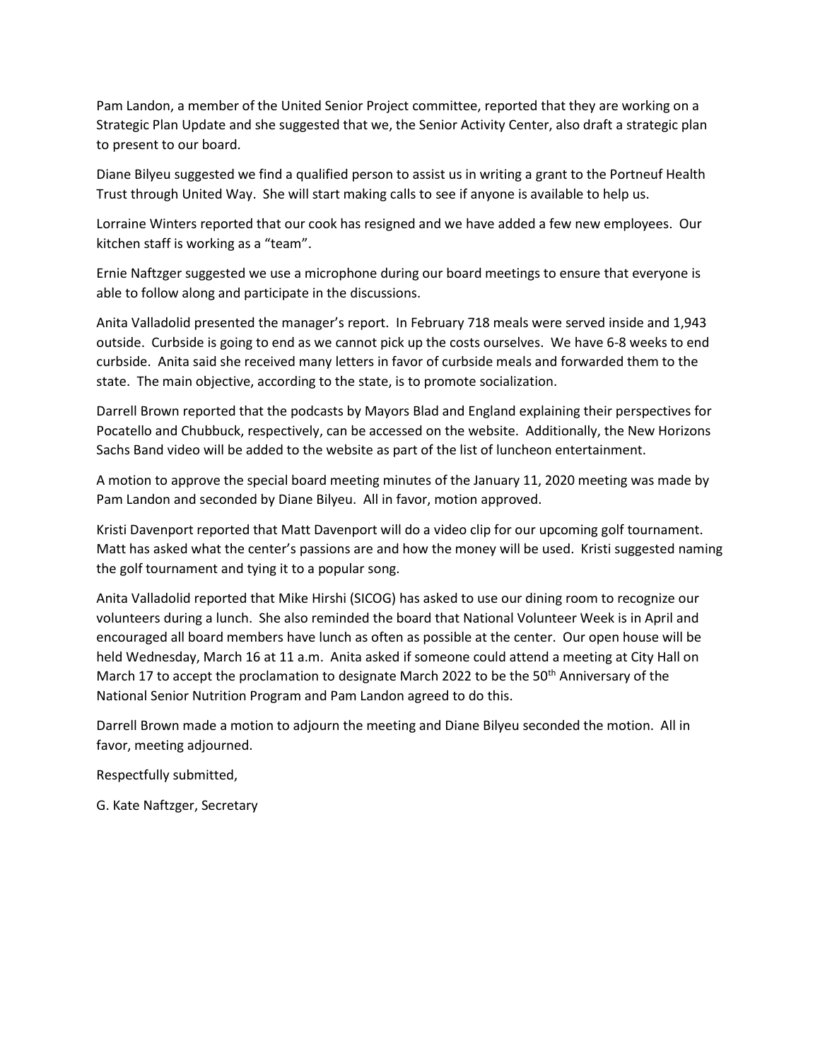Pam Landon, a member of the United Senior Project committee, reported that they are working on a Strategic Plan Update and she suggested that we, the Senior Activity Center, also draft a strategic plan to present to our board.

Diane Bilyeu suggested we find a qualified person to assist us in writing a grant to the Portneuf Health Trust through United Way. She will start making calls to see if anyone is available to help us.

Lorraine Winters reported that our cook has resigned and we have added a few new employees. Our kitchen staff is working as a "team".

Ernie Naftzger suggested we use a microphone during our board meetings to ensure that everyone is able to follow along and participate in the discussions.

Anita Valladolid presented the manager's report. In February 718 meals were served inside and 1,943 outside. Curbside is going to end as we cannot pick up the costs ourselves. We have 6-8 weeks to end curbside. Anita said she received many letters in favor of curbside meals and forwarded them to the state. The main objective, according to the state, is to promote socialization.

Darrell Brown reported that the podcasts by Mayors Blad and England explaining their perspectives for Pocatello and Chubbuck, respectively, can be accessed on the website. Additionally, the New Horizons Sachs Band video will be added to the website as part of the list of luncheon entertainment.

A motion to approve the special board meeting minutes of the January 11, 2020 meeting was made by Pam Landon and seconded by Diane Bilyeu. All in favor, motion approved.

Kristi Davenport reported that Matt Davenport will do a video clip for our upcoming golf tournament. Matt has asked what the center's passions are and how the money will be used. Kristi suggested naming the golf tournament and tying it to a popular song.

Anita Valladolid reported that Mike Hirshi (SICOG) has asked to use our dining room to recognize our volunteers during a lunch. She also reminded the board that National Volunteer Week is in April and encouraged all board members have lunch as often as possible at the center. Our open house will be held Wednesday, March 16 at 11 a.m. Anita asked if someone could attend a meeting at City Hall on March 17 to accept the proclamation to designate March 2022 to be the 50th Anniversary of the National Senior Nutrition Program and Pam Landon agreed to do this.

Darrell Brown made a motion to adjourn the meeting and Diane Bilyeu seconded the motion. All in favor, meeting adjourned.

Respectfully submitted,

G. Kate Naftzger, Secretary